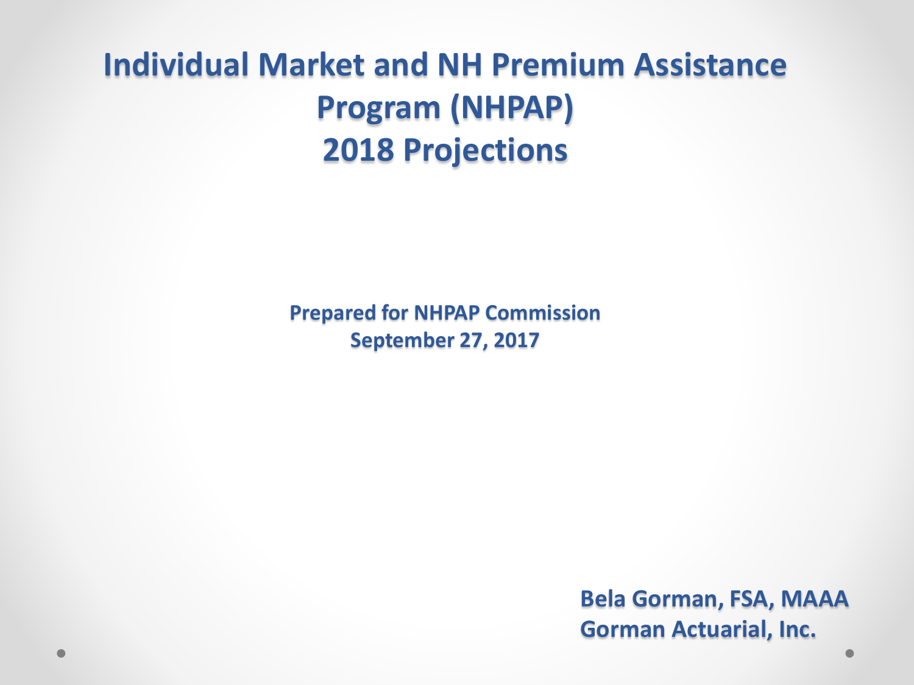# Individual Market and NH Premium Assistance Program (NHPAP) 2018 Projections

**Prepared for NHPAP Commission**
**September 27, 2017**

**Bela Gorman, FSA, MAAA**
**Gorman Actuarial, Inc.**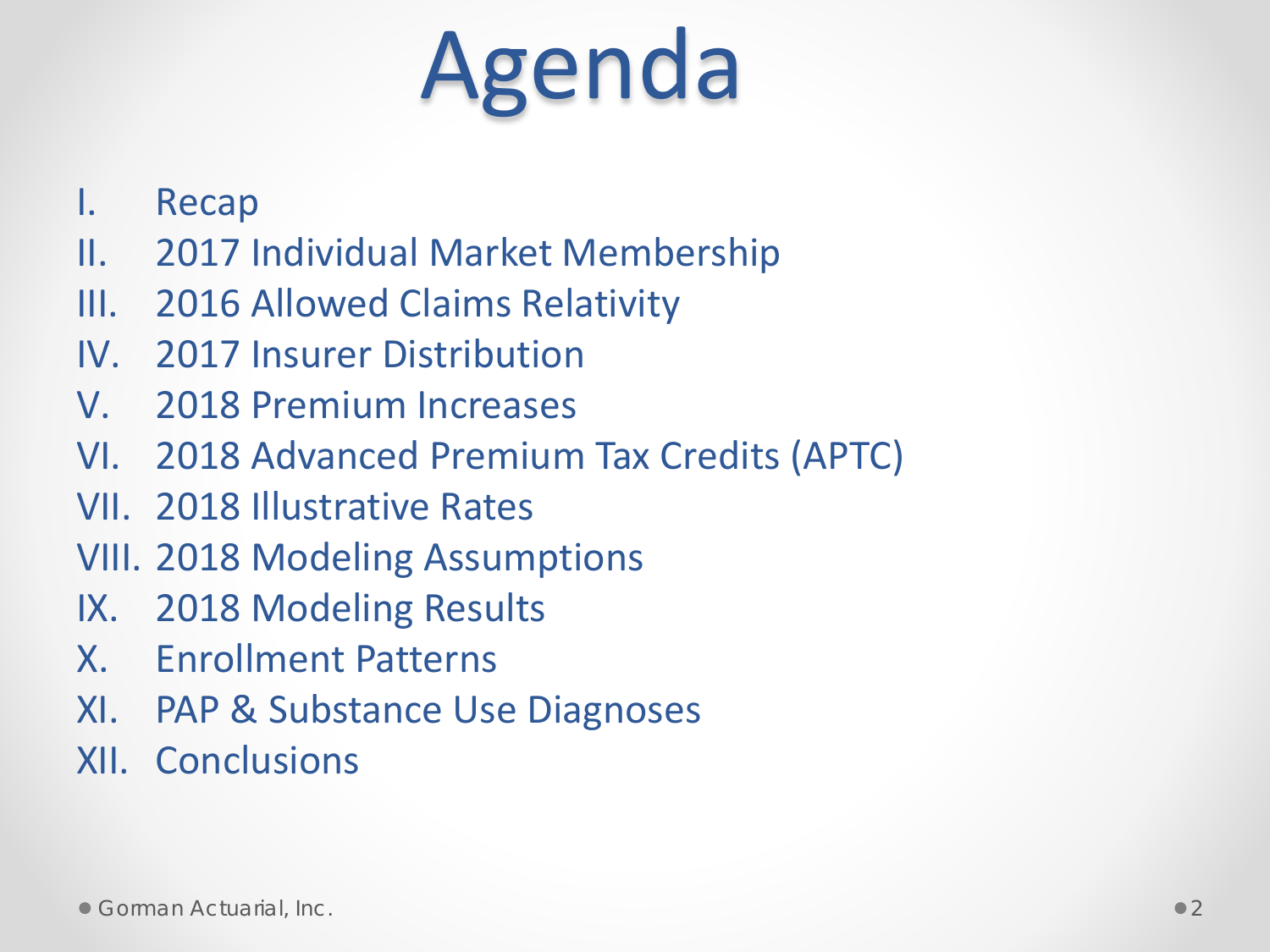# Agenda

I. Recap
II. 2017 Individual Market Membership
III. 2016 Allowed Claims Relativity
IV. 2017 Insurer Distribution
V. 2018 Premium Increases
VI. 2018 Advanced Premium Tax Credits (APTC)
VII. 2018 Illustrative Rates
VIII. 2018 Modeling Assumptions
IX. 2018 Modeling Results
X. Enrollment Patterns
XI. PAP & Substance Use Diagnoses
XII. Conclusions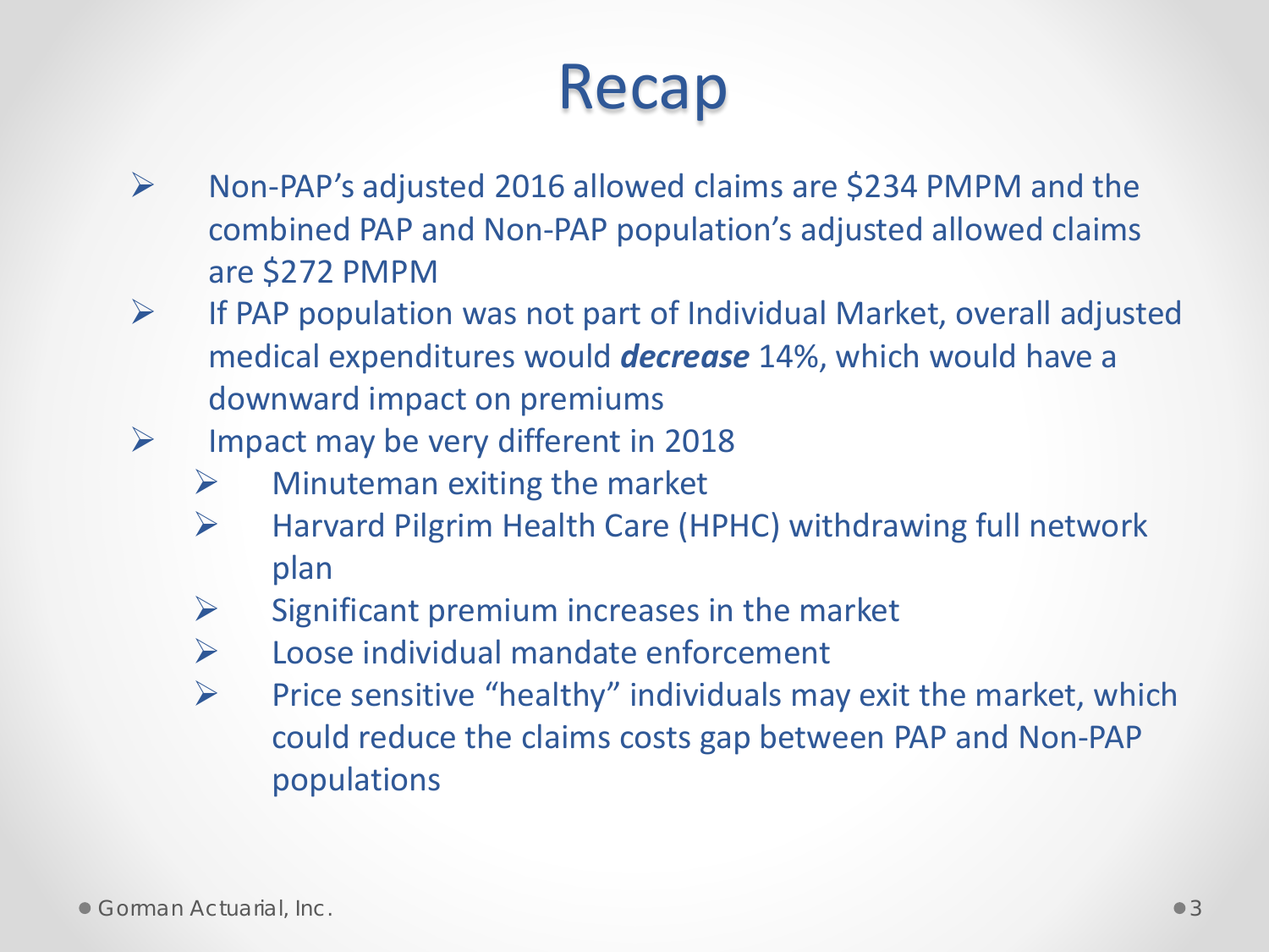# Recap

- Non-PAP's adjusted 2016 allowed claims are $234 PMPM and the combined PAP and Non-PAP population's adjusted allowed claims are $272 PMPM
- If PAP population was not part of Individual Market, overall adjusted medical expenditures would ***decrease*** 14%, which would have a downward impact on premiums
- Impact may be very different in 2018
  - Minuteman exiting the market
  - Harvard Pilgrim Health Care (HPHC) withdrawing full network plan
  - Significant premium increases in the market
  - Loose individual mandate enforcement
  - Price sensitive "healthy" individuals may exit the market, which could reduce the claims costs gap between PAP and Non-PAP populations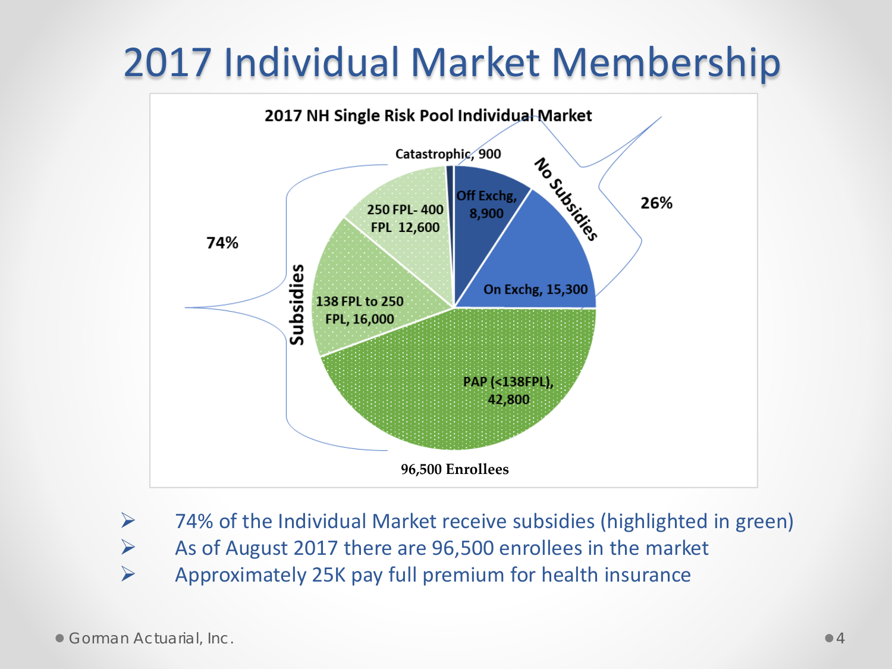# 2017 Individual Market Membership

**2017 NH Single Risk Pool Individual Market**

| Category | Segment | Enrollees |
|---|---|---|
| No Subsidies (26%) | Catastrophic | 900 |
| | Off Exchg | 8,900 |
| | On Exchg | 15,300 |
| Subsidies (74%) | PAP (<138FPL) | 42,800 |
| | 138 FPL to 250 FPL | 16,000 |
| | 250 FPL- 400 FPL | 12,600 |

96,500 Enrollees

- 74% of the Individual Market receive subsidies (highlighted in green)
- As of August 2017 there are 96,500 enrollees in the market
- Approximately 25K pay full premium for health insurance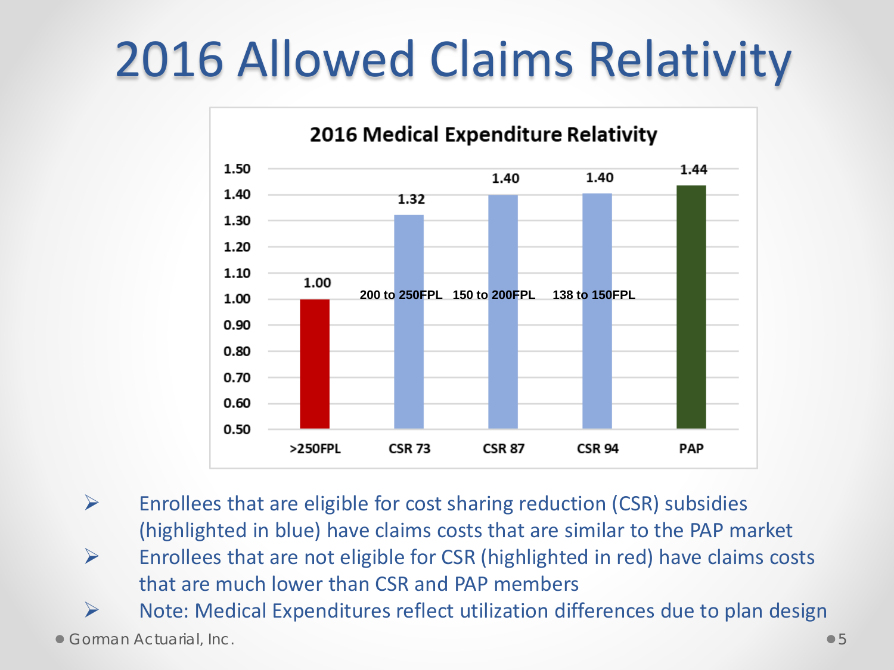# 2016 Allowed Claims Relativity

**2016 Medical Expenditure Relativity**

| Category | Description | Relativity |
|---|---|---|
| >250FPL | | 1.00 |
| CSR 73 | 200 to 250FPL | 1.32 |
| CSR 87 | 150 to 200FPL | 1.40 |
| CSR 94 | 138 to 150FPL | 1.40 |
| PAP | | 1.44 |

- Enrollees that are eligible for cost sharing reduction (CSR) subsidies (highlighted in blue) have claims costs that are similar to the PAP market
- Enrollees that are not eligible for CSR (highlighted in red) have claims costs that are much lower than CSR and PAP members
- Note: Medical Expenditures reflect utilization differences due to plan design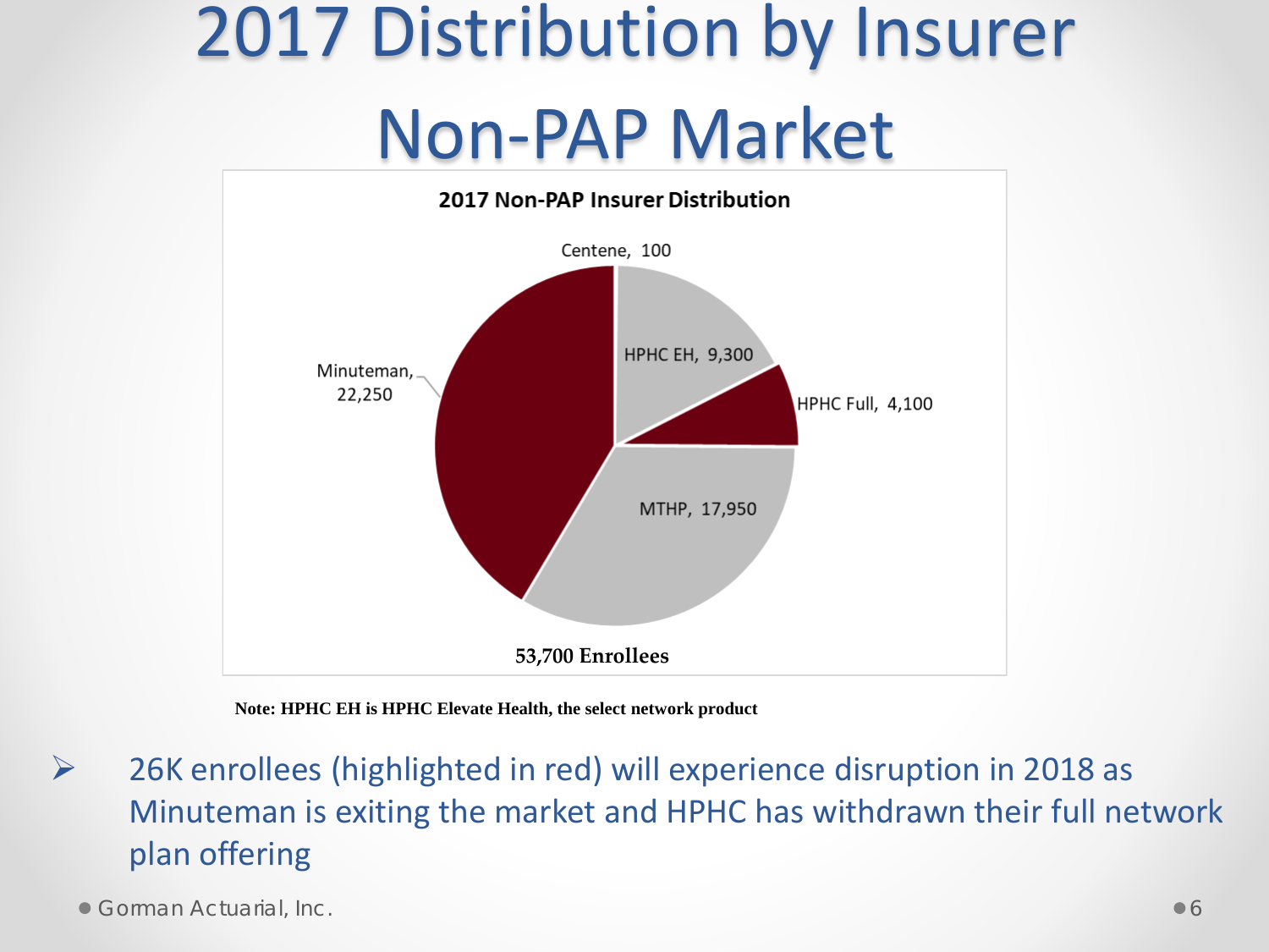# 2017 Distribution by Insurer Non-PAP Market

**2017 Non-PAP Insurer Distribution**

| Insurer | Enrollees |
|---|---|
| Centene | 100 |
| HPHC EH | 9,300 |
| HPHC Full | 4,100 |
| MTHP | 17,950 |
| Minuteman | 22,250 |

**53,700 Enrollees**

**Note: HPHC EH is HPHC Elevate Health, the select network product**

- 26K enrollees (highlighted in red) will experience disruption in 2018 as Minuteman is exiting the market and HPHC has withdrawn their full network plan offering

Gorman Actuarial, Inc.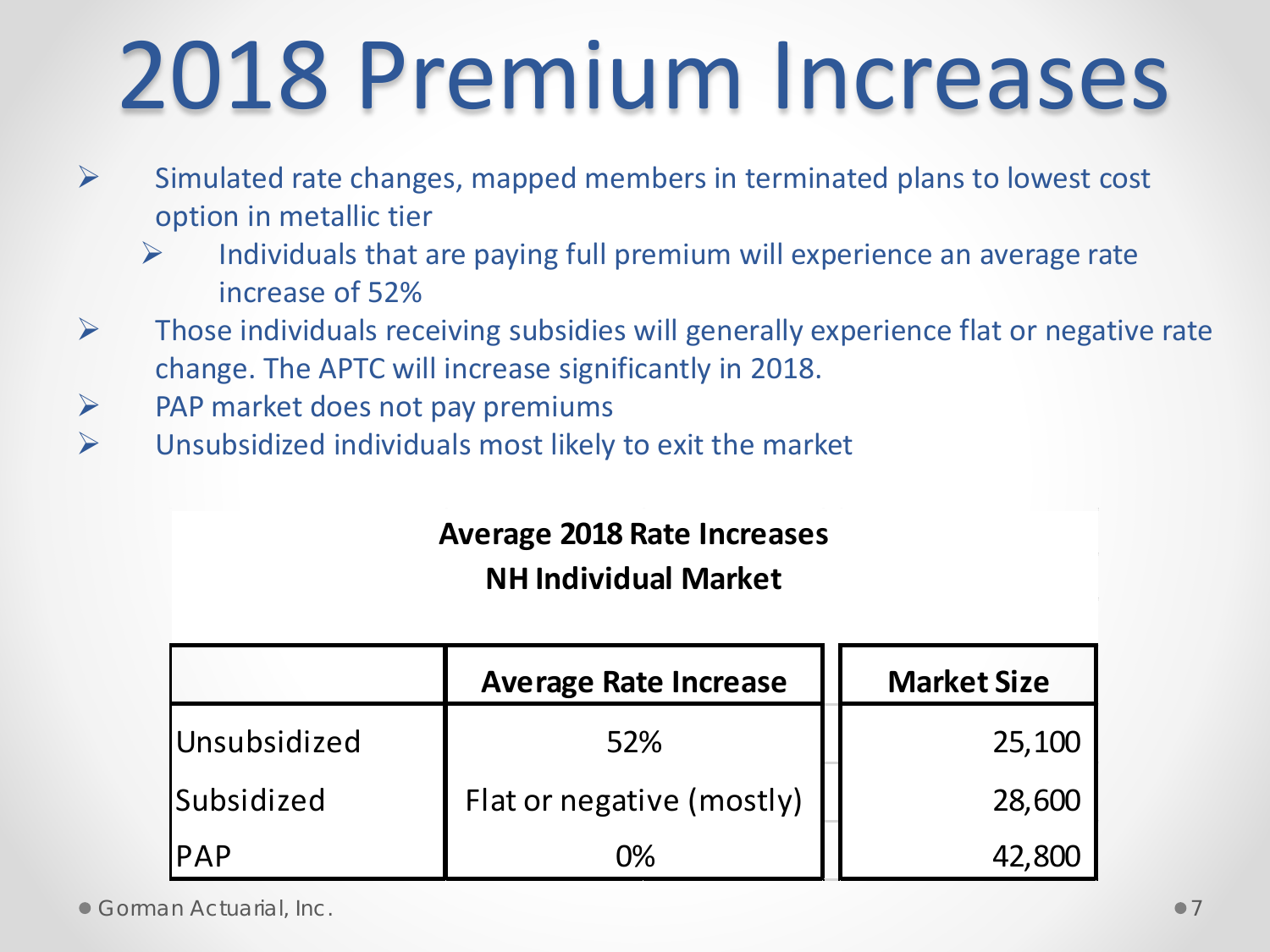# 2018 Premium Increases

- Simulated rate changes, mapped members in terminated plans to lowest cost option in metallic tier
  - Individuals that are paying full premium will experience an average rate increase of 52%
- Those individuals receiving subsidies will generally experience flat or negative rate change. The APTC will increase significantly in 2018.
- PAP market does not pay premiums
- Unsubsidized individuals most likely to exit the market

**Average 2018 Rate Increases**
**NH Individual Market**

| | Average Rate Increase | Market Size |
|---|---|---|
| Unsubsidized | 52% | 25,100 |
| Subsidized | Flat or negative (mostly) | 28,600 |
| PAP | 0% | 42,800 |

Gorman Actuarial, Inc.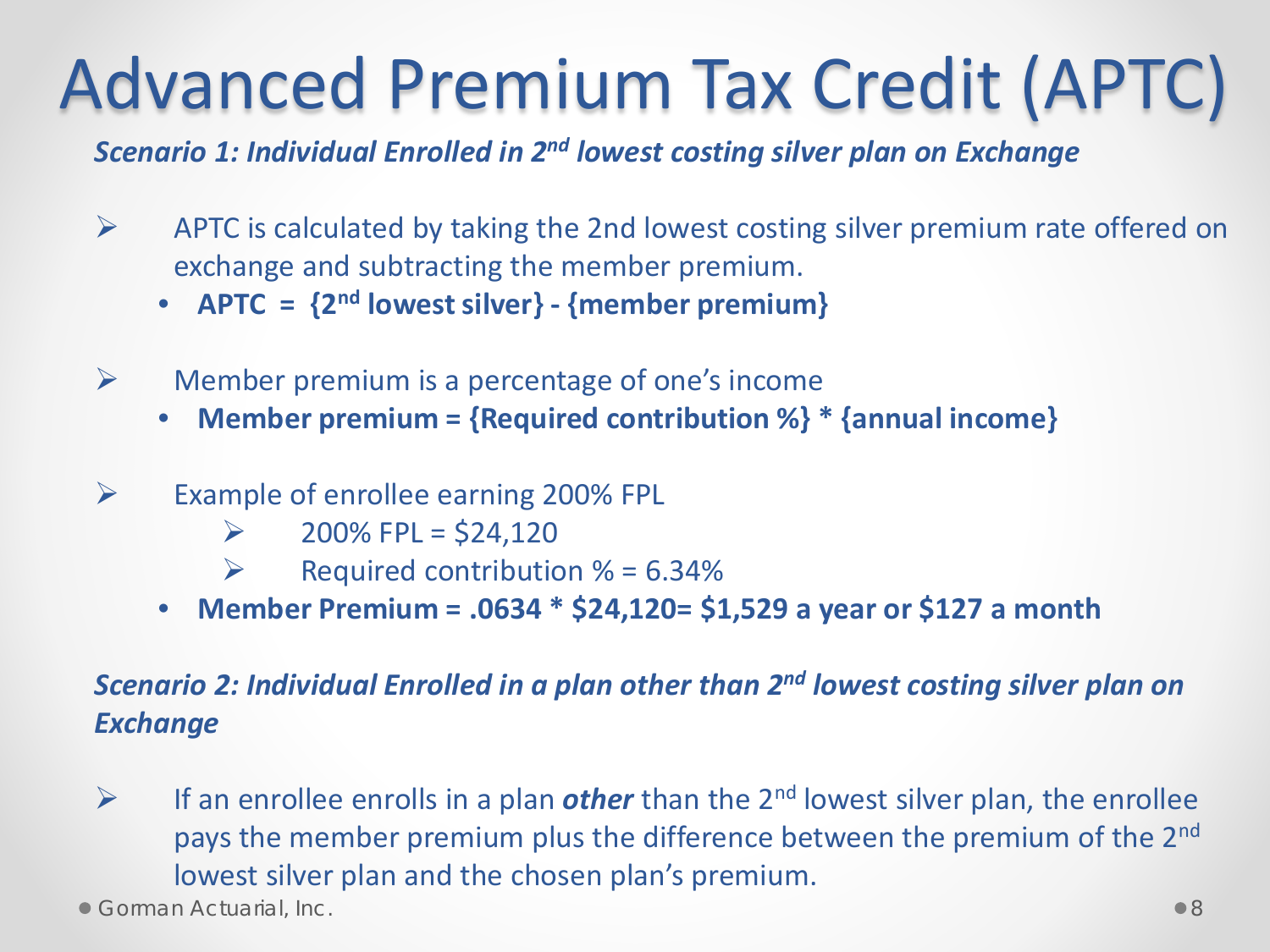# Advanced Premium Tax Credit (APTC)

***Scenario 1: Individual Enrolled in 2nd lowest costing silver plan on Exchange***

- APTC is calculated by taking the 2nd lowest costing silver premium rate offered on exchange and subtracting the member premium.
  - **APTC = {2nd lowest silver} - {member premium}**
- Member premium is a percentage of one's income
  - **Member premium = {Required contribution %} * {annual income}**
- Example of enrollee earning 200% FPL
  - 200% FPL = $24,120
  - Required contribution % = 6.34%
  - **Member Premium = .0634 * $24,120= $1,529 a year or $127 a month**

***Scenario 2: Individual Enrolled in a plan other than 2nd lowest costing silver plan on Exchange***

- If an enrollee enrolls in a plan ***other*** than the 2nd lowest silver plan, the enrollee pays the member premium plus the difference between the premium of the 2nd lowest silver plan and the chosen plan's premium.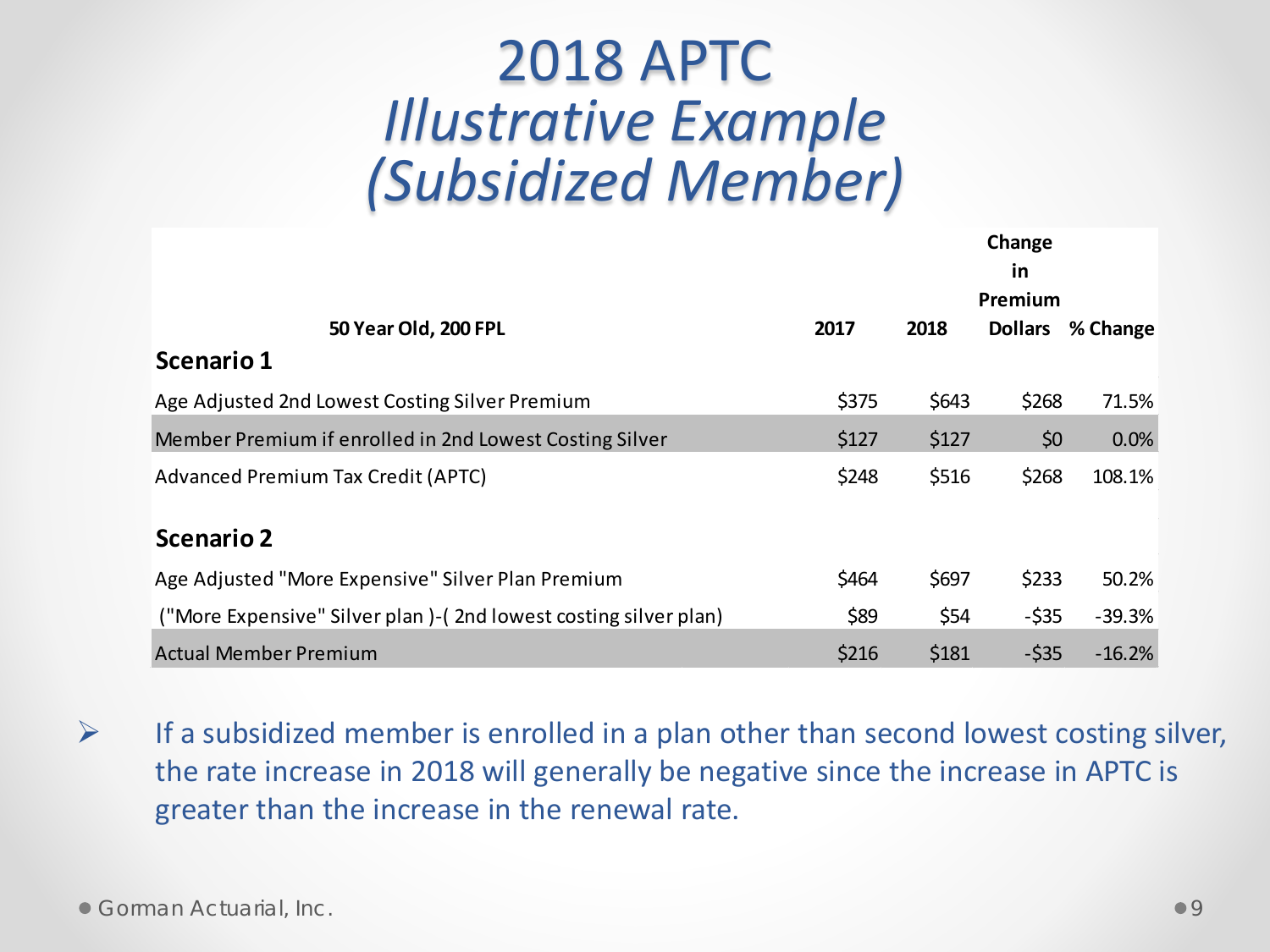# 2018 APTC *Illustrative Example (Subsidized Member)*

| 50 Year Old, 200 FPL | 2017 | 2018 | Change in Premium Dollars | % Change |
|---|---|---|---|---|
| **Scenario 1** | | | | |
| Age Adjusted 2nd Lowest Costing Silver Premium | $375 | $643 | $268 | 71.5% |
| Member Premium if enrolled in 2nd Lowest Costing Silver | $127 | $127 | $0 | 0.0% |
| Advanced Premium Tax Credit (APTC) | $248 | $516 | $268 | 108.1% |
| **Scenario 2** | | | | |
| Age Adjusted "More Expensive" Silver Plan Premium | $464 | $697 | $233 | 50.2% |
| ("More Expensive" Silver plan )-( 2nd lowest costing silver plan) | $89 | $54 | -$35 | -39.3% |
| Actual Member Premium | $216 | $181 | -$35 | -16.2% |

- If a subsidized member is enrolled in a plan other than second lowest costing silver, the rate increase in 2018 will generally be negative since the increase in APTC is greater than the increase in the renewal rate.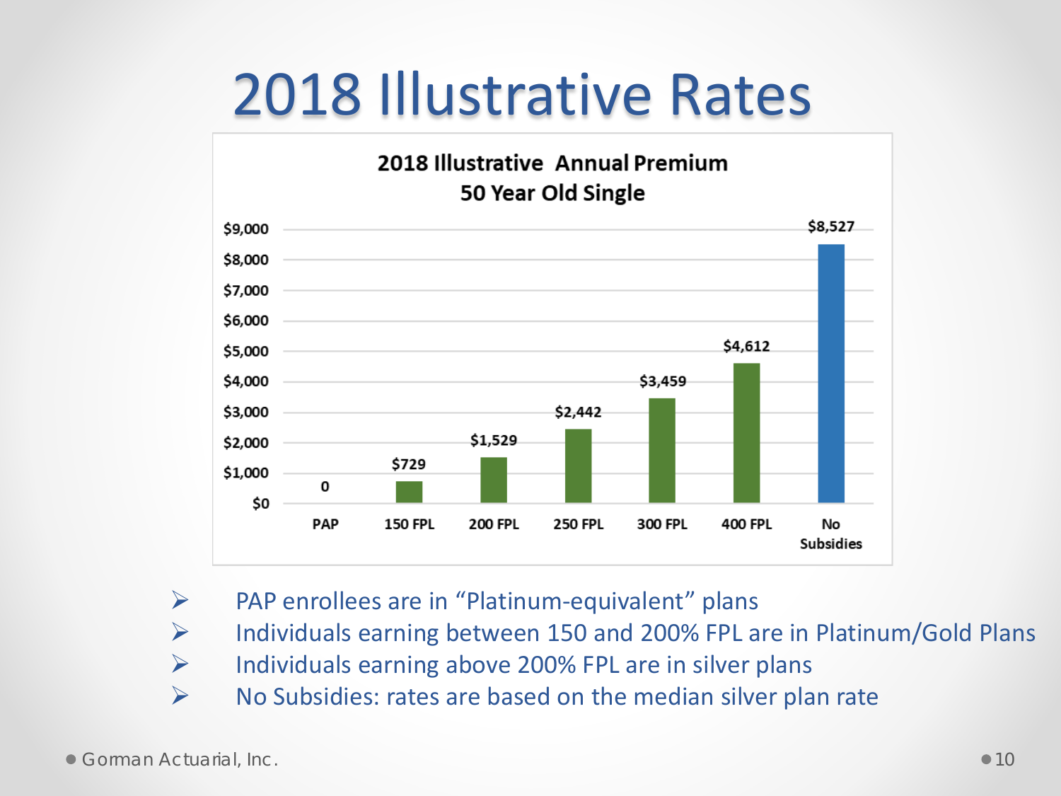# 2018 Illustrative Rates

**2018 Illustrative Annual Premium**
**50 Year Old Single**

| Category | Annual Premium |
|---|---|
| PAP | 0 |
| 150 FPL | $729 |
| 200 FPL | $1,529 |
| 250 FPL | $2,442 |
| 300 FPL | $3,459 |
| 400 FPL | $4,612 |
| No Subsidies | $8,527 |

- PAP enrollees are in "Platinum-equivalent" plans
- Individuals earning between 150 and 200% FPL are in Platinum/Gold Plans
- Individuals earning above 200% FPL are in silver plans
- No Subsidies: rates are based on the median silver plan rate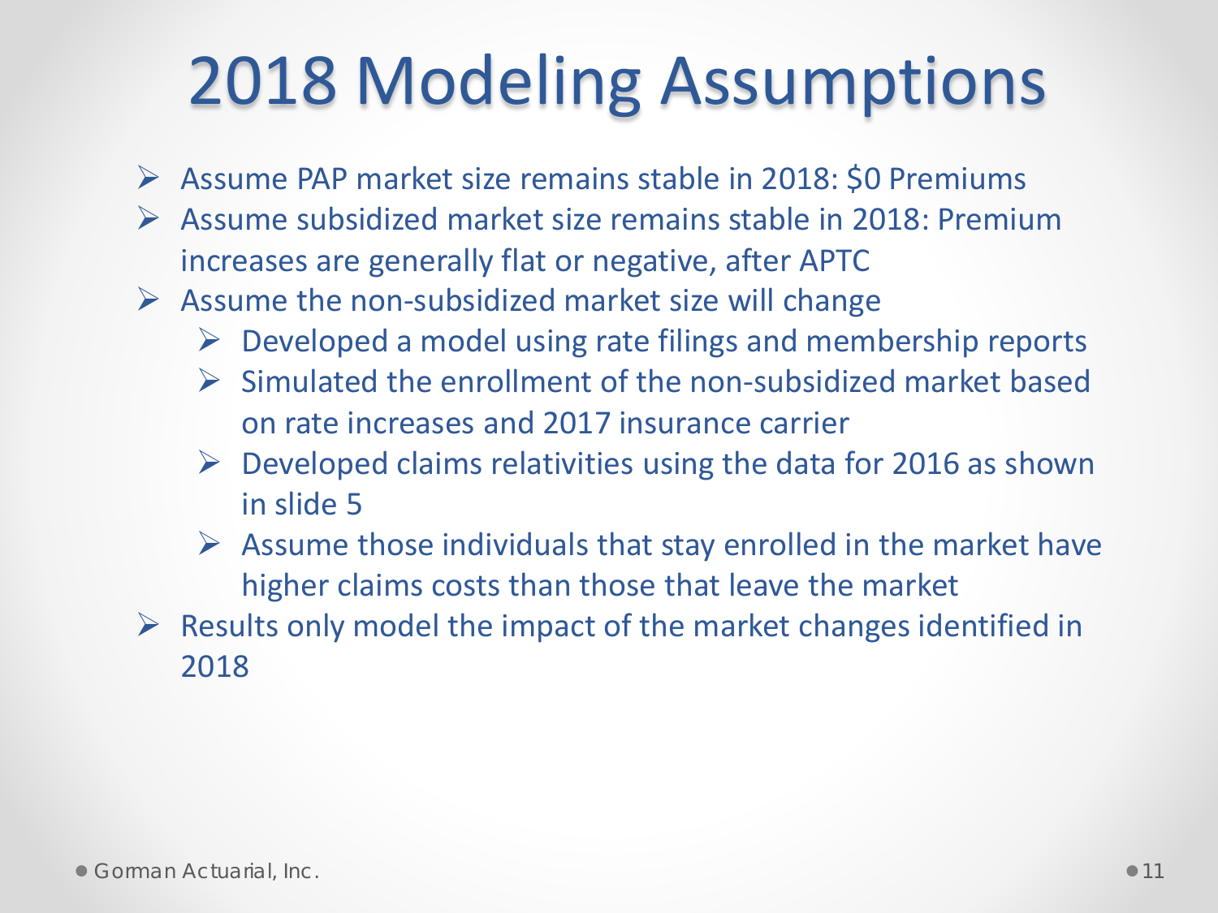# 2018 Modeling Assumptions

- Assume PAP market size remains stable in 2018: $0 Premiums
- Assume subsidized market size remains stable in 2018: Premium increases are generally flat or negative, after APTC
- Assume the non-subsidized market size will change
  - Developed a model using rate filings and membership reports
  - Simulated the enrollment of the non-subsidized market based on rate increases and 2017 insurance carrier
  - Developed claims relativities using the data for 2016 as shown in slide 5
  - Assume those individuals that stay enrolled in the market have higher claims costs than those that leave the market
- Results only model the impact of the market changes identified in 2018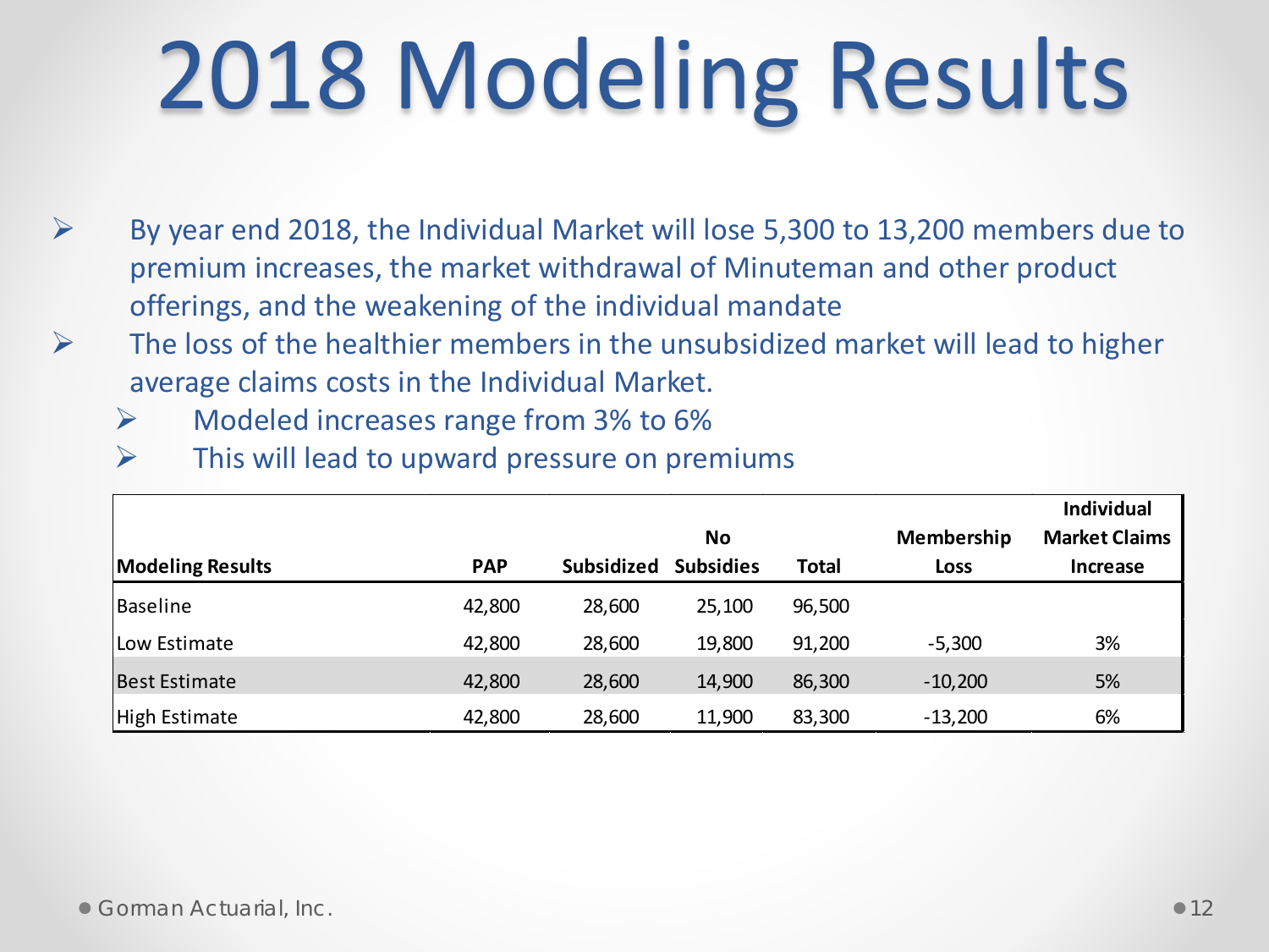# 2018 Modeling Results

- By year end 2018, the Individual Market will lose 5,300 to 13,200 members due to premium increases, the market withdrawal of Minuteman and other product offerings, and the weakening of the individual mandate
- The loss of the healthier members in the unsubsidized market will lead to higher average claims costs in the Individual Market.
  - Modeled increases range from 3% to 6%
  - This will lead to upward pressure on premiums

| Modeling Results | PAP | Subsidized | No Subsidies | Total | Membership Loss | Individual Market Claims Increase |
|---|---|---|---|---|---|---|
| Baseline | 42,800 | 28,600 | 25,100 | 96,500 | | |
| Low Estimate | 42,800 | 28,600 | 19,800 | 91,200 | -5,300 | 3% |
| Best Estimate | 42,800 | 28,600 | 14,900 | 86,300 | -10,200 | 5% |
| High Estimate | 42,800 | 28,600 | 11,900 | 83,300 | -13,200 | 6% |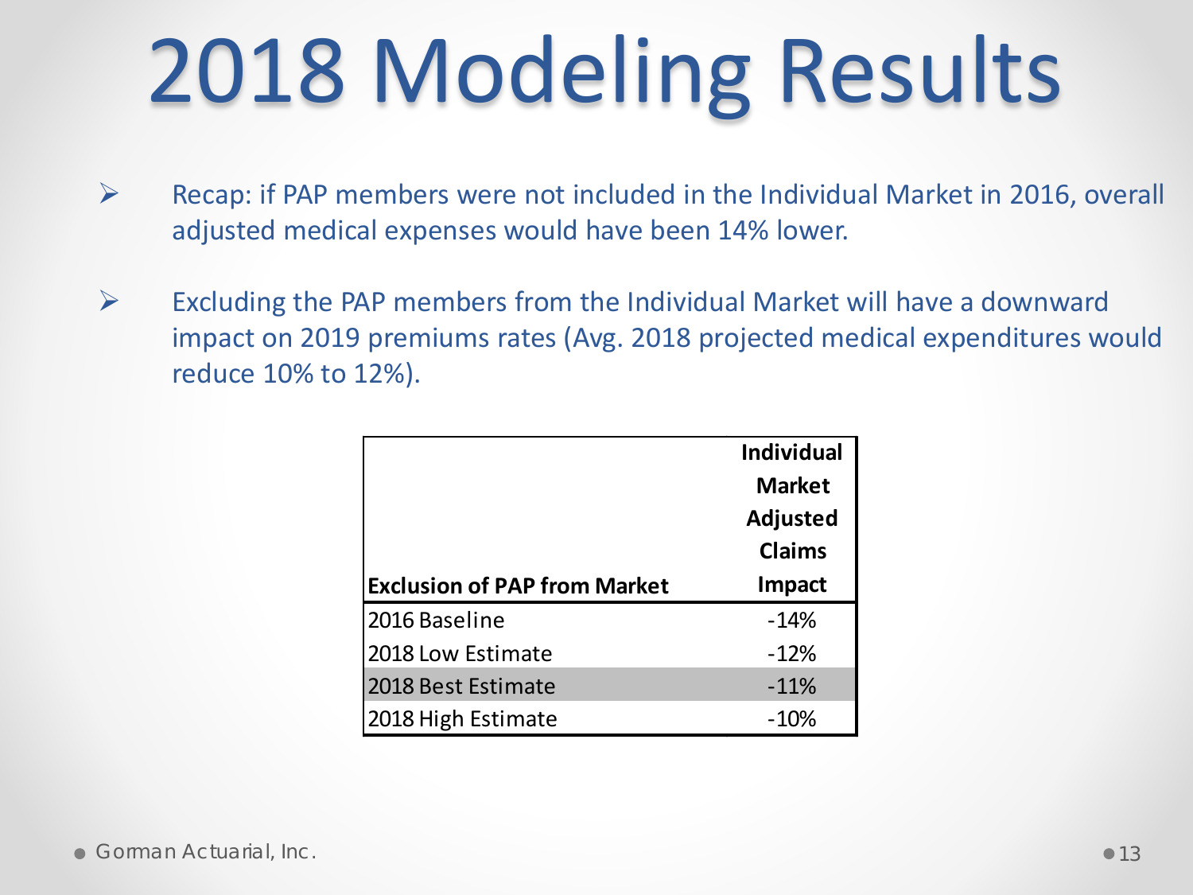# 2018 Modeling Results

- Recap: if PAP members were not included in the Individual Market in 2016, overall adjusted medical expenses would have been 14% lower.
- Excluding the PAP members from the Individual Market will have a downward impact on 2019 premiums rates (Avg. 2018 projected medical expenditures would reduce 10% to 12%).

| Exclusion of PAP from Market | Individual Market Adjusted Claims Impact |
|---|---|
| 2016 Baseline | -14% |
| 2018 Low Estimate | -12% |
| 2018 Best Estimate | -11% |
| 2018 High Estimate | -10% |

Gorman Actuarial, Inc.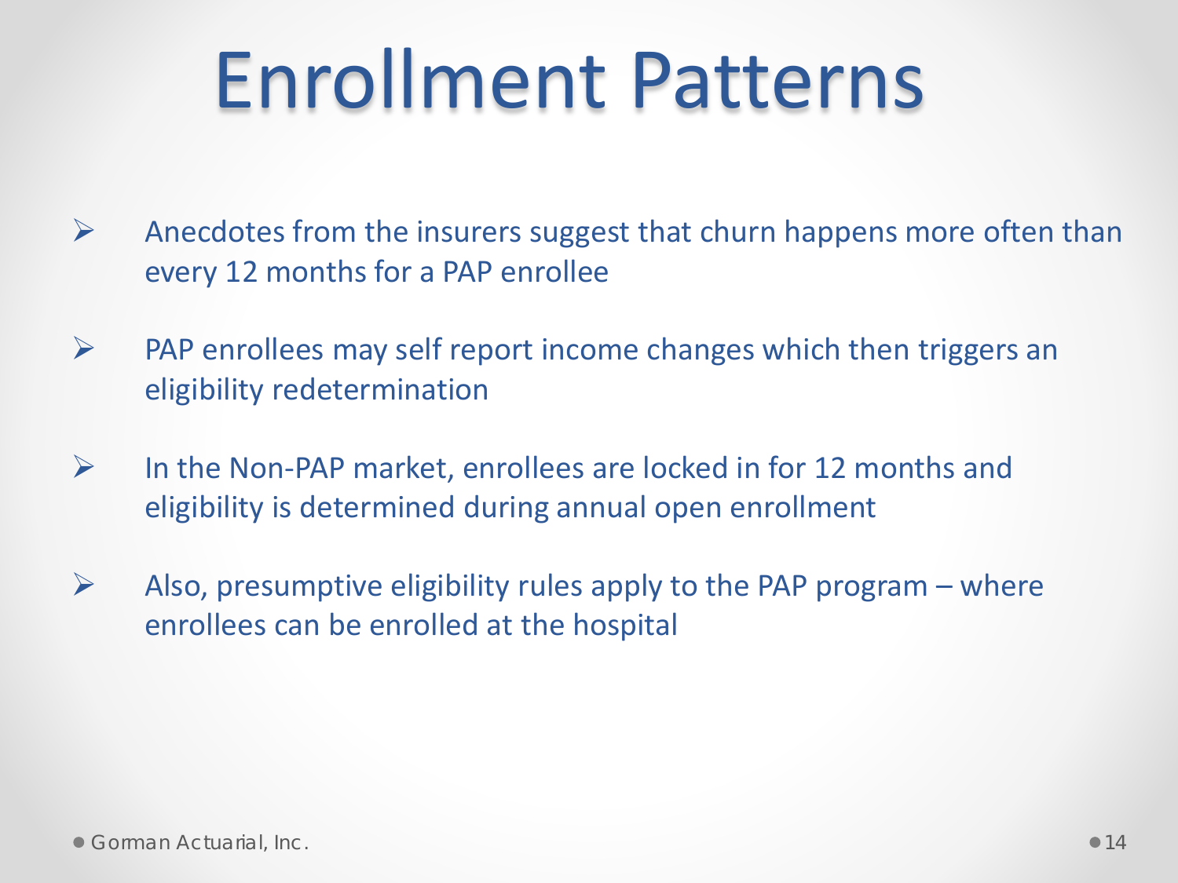# Enrollment Patterns

- Anecdotes from the insurers suggest that churn happens more often than every 12 months for a PAP enrollee

- PAP enrollees may self report income changes which then triggers an eligibility redetermination

- In the Non-PAP market, enrollees are locked in for 12 months and eligibility is determined during annual open enrollment

- Also, presumptive eligibility rules apply to the PAP program – where enrollees can be enrolled at the hospital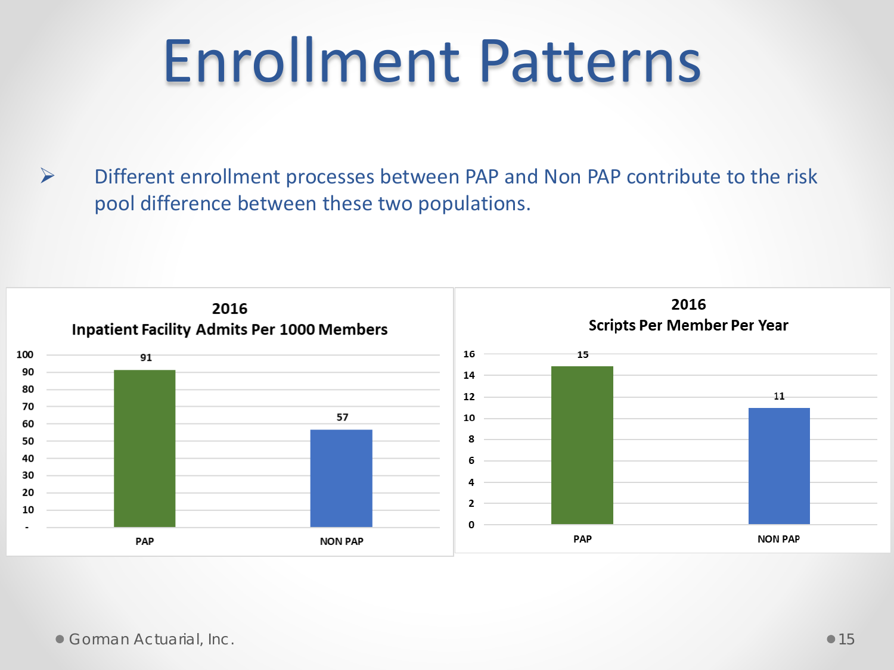# Enrollment Patterns

- Different enrollment processes between PAP and Non PAP contribute to the risk pool difference between these two populations.

**2016**
**Inpatient Facility Admits Per 1000 Members**

| | PAP | NON PAP |
|---|---|---|
| Admits Per 1000 Members | 91 | 57 |

**2016**
**Scripts Per Member Per Year**

| | PAP | NON PAP |
|---|---|---|
| Scripts Per Member Per Year | 15 | 11 |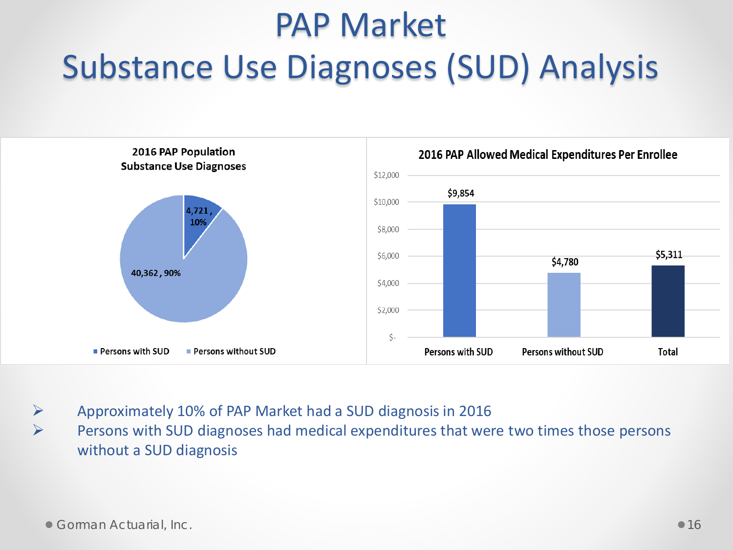# PAP Market
# Substance Use Diagnoses (SUD) Analysis

**2016 PAP Population Substance Use Diagnoses**

| Category | Count | Percent |
|---|---|---|
| Persons with SUD | 4,721 | 10% |
| Persons without SUD | 40,362 | 90% |

**2016 PAP Allowed Medical Expenditures Per Enrollee**

| Category | Expenditures |
|---|---|
| Persons with SUD | $9,854 |
| Persons without SUD | $4,780 |
| Total | $5,311 |

- Approximately 10% of PAP Market had a SUD diagnosis in 2016
- Persons with SUD diagnoses had medical expenditures that were two times those persons without a SUD diagnosis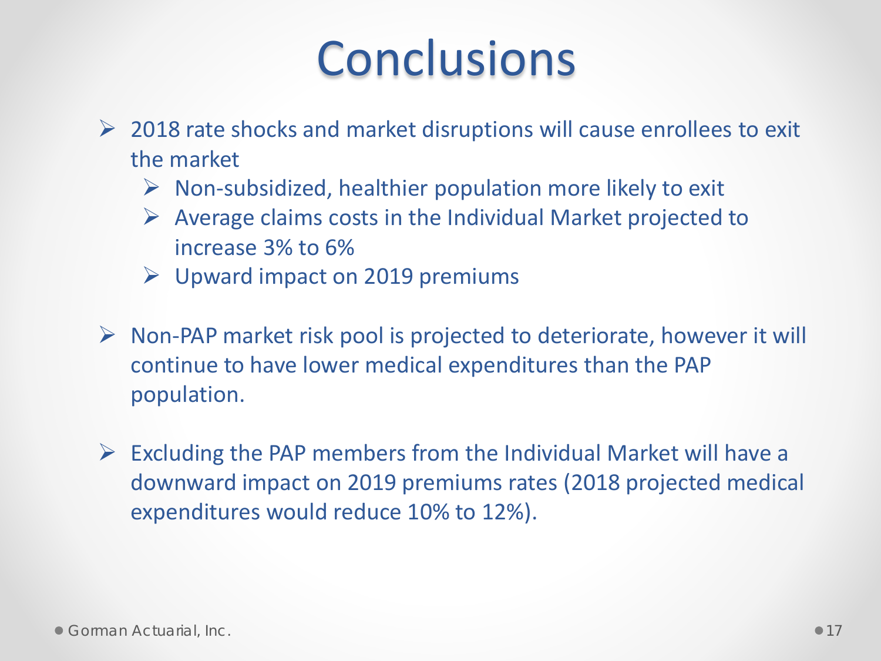# Conclusions

- 2018 rate shocks and market disruptions will cause enrollees to exit the market
  - Non-subsidized, healthier population more likely to exit
  - Average claims costs in the Individual Market projected to increase 3% to 6%
  - Upward impact on 2019 premiums
- Non-PAP market risk pool is projected to deteriorate, however it will continue to have lower medical expenditures than the PAP population.
- Excluding the PAP members from the Individual Market will have a downward impact on 2019 premiums rates (2018 projected medical expenditures would reduce 10% to 12%).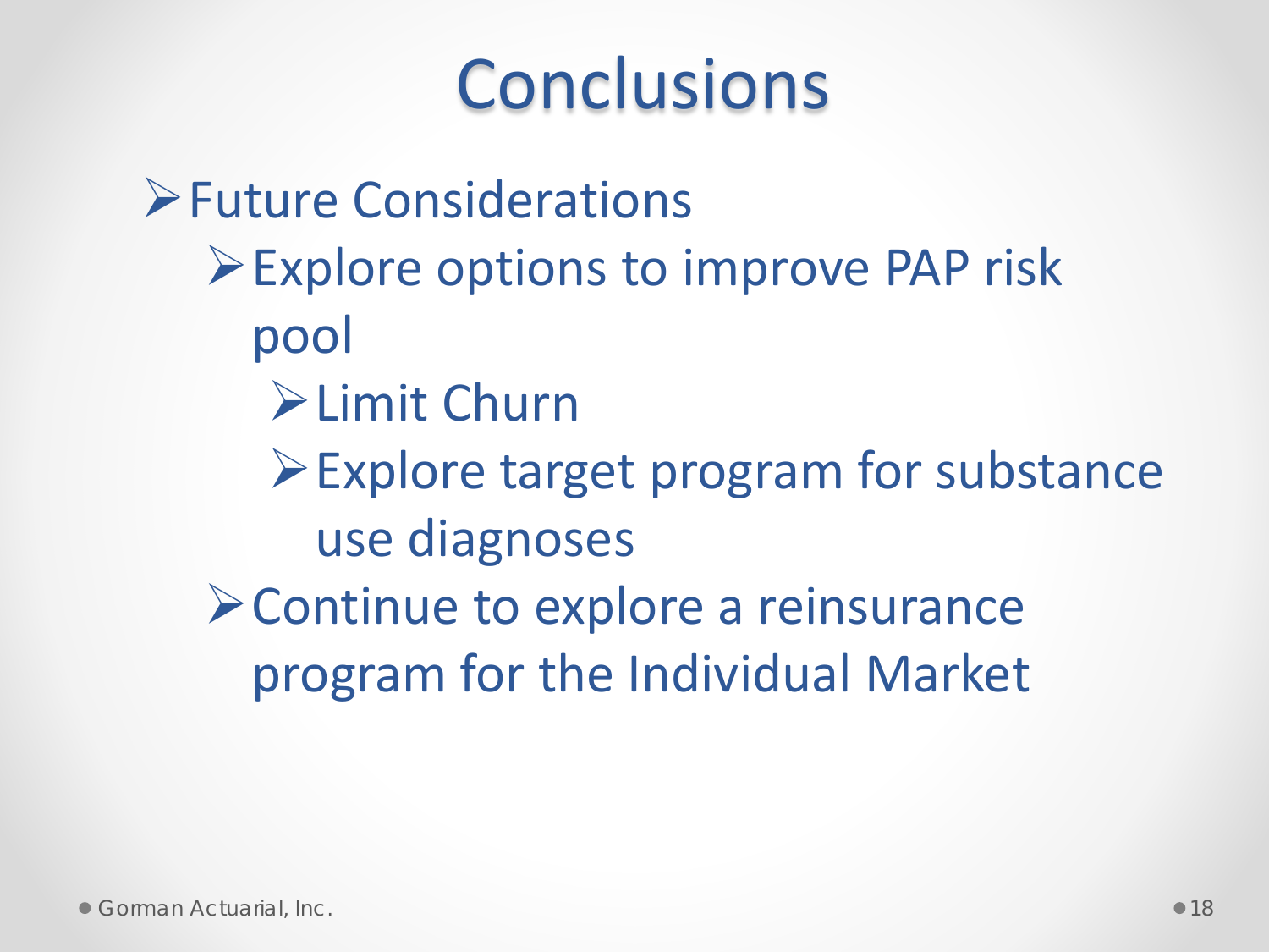# Conclusions

- Future Considerations
  - Explore options to improve PAP risk pool
    - Limit Churn
    - Explore target program for substance use diagnoses
  - Continue to explore a reinsurance program for the Individual Market